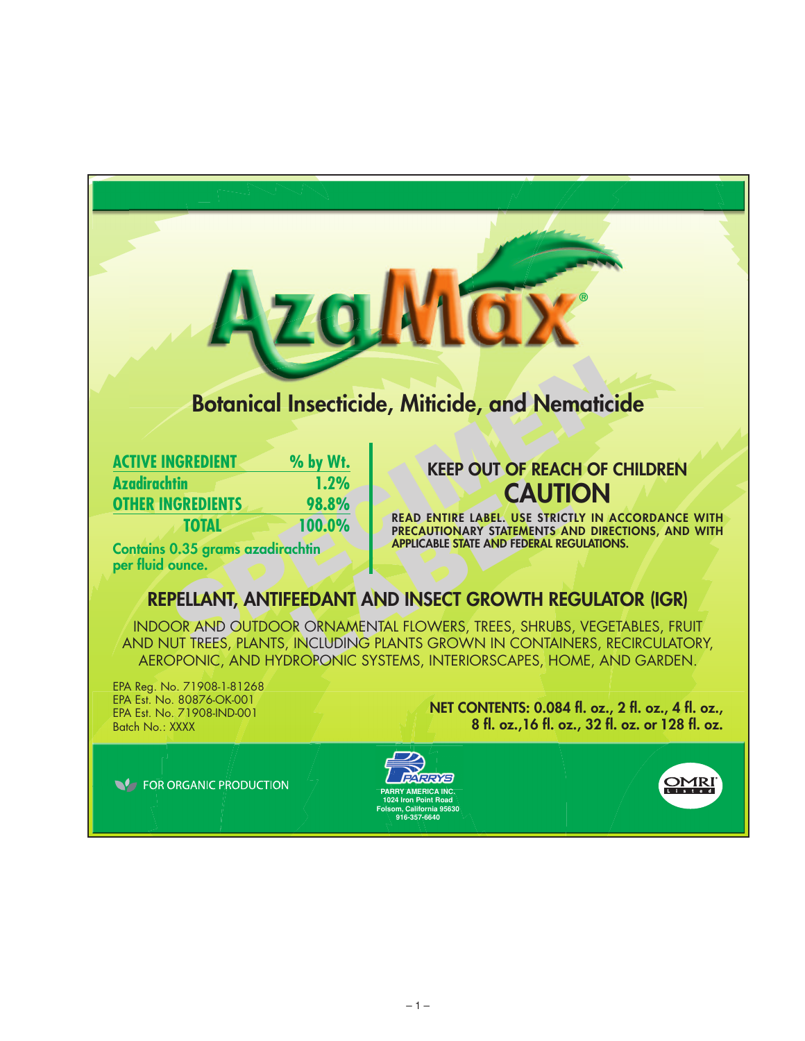# AzaMax®

## Botanical Insecticide, Miticide, and Nematicide

| ACTIVE INGREDIENT | % by Wt. |
|---|---|
| Azadirachtin | 1.2% |
| OTHER INGREDIENTS | 98.8% |
| TOTAL | 100.0% |

Contains 0.35 grams azadirachtin per fluid ounce.

**KEEP OUT OF REACH OF CHILDREN**

**CAUTION**

**READ ENTIRE LABEL. USE STRICTLY IN ACCORDANCE WITH PRECAUTIONARY STATEMENTS AND DIRECTIONS, AND WITH APPLICABLE STATE AND FEDERAL REGULATIONS.**

SPECIMEN LABEL

## REPELLANT, ANTIFEEDANT AND INSECT GROWTH REGULATOR (IGR)

INDOOR AND OUTDOOR ORNAMENTAL FLOWERS, TREES, SHRUBS, VEGETABLES, FRUIT AND NUT TREES, PLANTS, INCLUDING PLANTS GROWN IN CONTAINERS, RECIRCULATORY, AEROPONIC, AND HYDROPONIC SYSTEMS, INTERIORSCAPES, HOME, AND GARDEN.

EPA Reg. No. 71908-1-81268
EPA Est. No. 80876-OK-001
EPA Est. No. 71908-IND-001
Batch No.: XXXX

**NET CONTENTS: 0.084 fl. oz., 2 fl. oz., 4 fl. oz., 8 fl. oz.,16 fl. oz., 32 fl. oz. or 128 fl. oz.**

FOR ORGANIC PRODUCTION

PARRYS
PARRY AMERICA INC.
1024 Iron Point Road
Folsom, California 95630
916-357-6640

OMRI Listed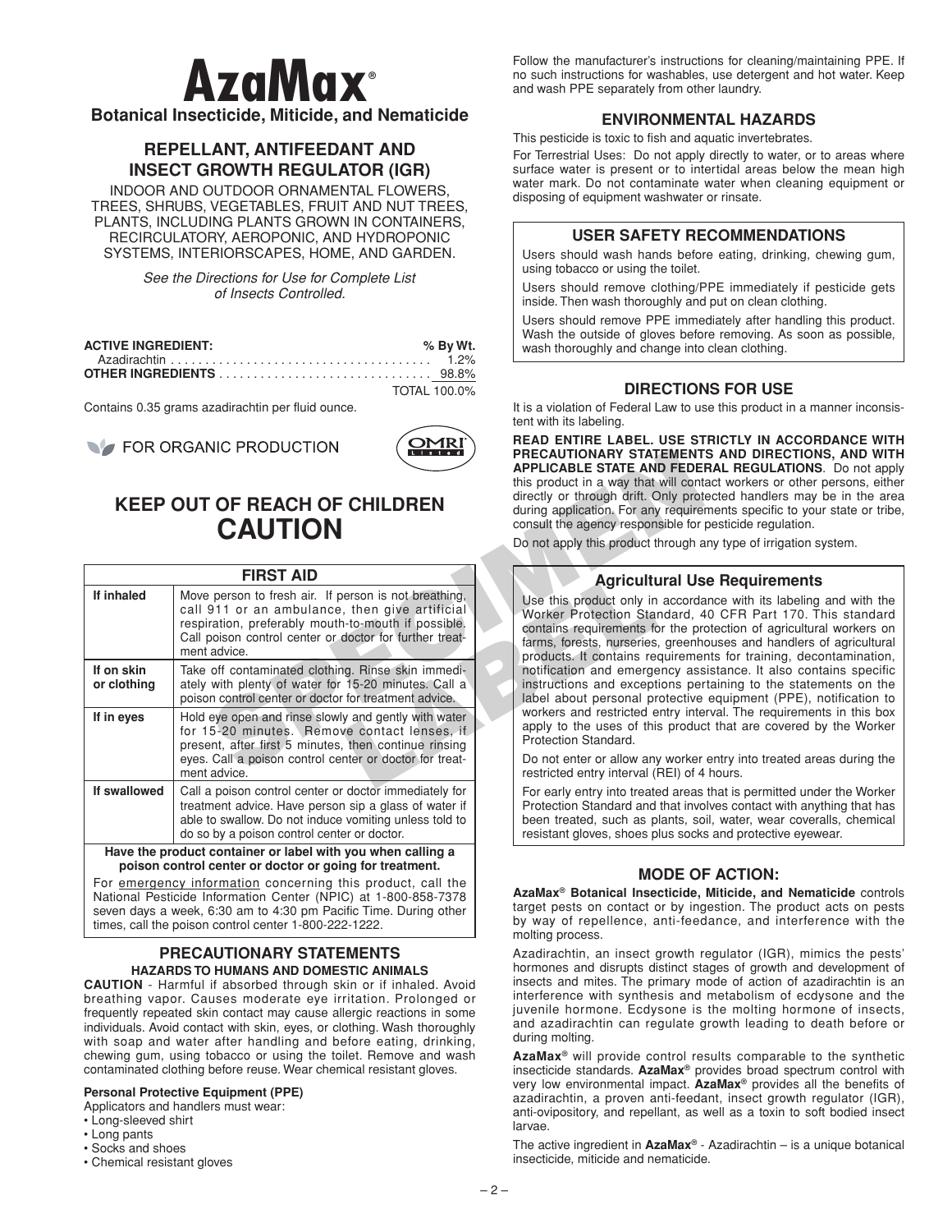# AzaMax®

**Botanical Insecticide, Miticide, and Nematicide**

## REPELLANT, ANTIFEEDANT AND INSECT GROWTH REGULATOR (IGR)

INDOOR AND OUTDOOR ORNAMENTAL FLOWERS, TREES, SHRUBS, VEGETABLES, FRUIT AND NUT TREES, PLANTS, INCLUDING PLANTS GROWN IN CONTAINERS, RECIRCULATORY, AEROPONIC, AND HYDROPONIC SYSTEMS, INTERIORSCAPES, HOME, AND GARDEN.

*See the Directions for Use for Complete List of Insects Controlled.*

| **ACTIVE INGREDIENT:** | **% By Wt.** |
|---|---|
| Azadirachtin | 1.2% |
| **OTHER INGREDIENTS** | 98.8% |
| | TOTAL 100.0% |

Contains 0.35 grams azadirachtin per fluid ounce.

FOR ORGANIC PRODUCTION

OMRI Listed

## KEEP OUT OF REACH OF CHILDREN

## CAUTION

| FIRST AID | |
|---|---|
| **If inhaled** | Move person to fresh air. If person is not breathing, call 911 or an ambulance, then give artificial respiration, preferably mouth-to-mouth if possible. Call poison control center or doctor for further treatment advice. |
| **If on skin or clothing** | Take off contaminated clothing. Rinse skin immediately with plenty of water for 15-20 minutes. Call a poison control center or doctor for treatment advice. |
| **If in eyes** | Hold eye open and rinse slowly and gently with water for 15-20 minutes. Remove contact lenses, if present, after first 5 minutes, then continue rinsing eyes. Call a poison control center or doctor for treatment advice. |
| **If swallowed** | Call a poison control center or doctor immediately for treatment advice. Have person sip a glass of water if able to swallow. Do not induce vomiting unless told to do so by a poison control center or doctor. |

**Have the product container or label with you when calling a poison control center or doctor or going for treatment.**

For emergency information concerning this product, call the National Pesticide Information Center (NPIC) at 1-800-858-7378 seven days a week, 6:30 am to 4:30 pm Pacific Time. During other times, call the poison control center 1-800-222-1222.

### PRECAUTIONARY STATEMENTS

#### HAZARDS TO HUMANS AND DOMESTIC ANIMALS

**CAUTION** - Harmful if absorbed through skin or if inhaled. Avoid breathing vapor. Causes moderate eye irritation. Prolonged or frequently repeated skin contact may cause allergic reactions in some individuals. Avoid contact with skin, eyes, or clothing. Wash thoroughly with soap and water after handling and before eating, drinking, chewing gum, using tobacco or using the toilet. Remove and wash contaminated clothing before reuse. Wear chemical resistant gloves.

**Personal Protective Equipment (PPE)**

Applicators and handlers must wear:

- Long-sleeved shirt
- Long pants
- Socks and shoes
- Chemical resistant gloves

Follow the manufacturer's instructions for cleaning/maintaining PPE. If no such instructions for washables, use detergent and hot water. Keep and wash PPE separately from other laundry.

### ENVIRONMENTAL HAZARDS

This pesticide is toxic to fish and aquatic invertebrates.

For Terrestrial Uses: Do not apply directly to water, or to areas where surface water is present or to intertidal areas below the mean high water mark. Do not contaminate water when cleaning equipment or disposing of equipment washwater or rinsate.

### USER SAFETY RECOMMENDATIONS

Users should wash hands before eating, drinking, chewing gum, using tobacco or using the toilet.

Users should remove clothing/PPE immediately if pesticide gets inside. Then wash thoroughly and put on clean clothing.

Users should remove PPE immediately after handling this product. Wash the outside of gloves before removing. As soon as possible, wash thoroughly and change into clean clothing.

### DIRECTIONS FOR USE

It is a violation of Federal Law to use this product in a manner inconsistent with its labeling.

**READ ENTIRE LABEL. USE STRICTLY IN ACCORDANCE WITH PRECAUTIONARY STATEMENTS AND DIRECTIONS, AND WITH APPLICABLE STATE AND FEDERAL REGULATIONS**. Do not apply this product in a way that will contact workers or other persons, either directly or through drift. Only protected handlers may be in the area during application. For any requirements specific to your state or tribe, consult the agency responsible for pesticide regulation.

Do not apply this product through any type of irrigation system.

### Agricultural Use Requirements

Use this product only in accordance with its labeling and with the Worker Protection Standard, 40 CFR Part 170. This standard contains requirements for the protection of agricultural workers on farms, forests, nurseries, greenhouses and handlers of agricultural products. It contains requirements for training, decontamination, notification and emergency assistance. It also contains specific instructions and exceptions pertaining to the statements on the label about personal protective equipment (PPE), notification to workers and restricted entry interval. The requirements in this box apply to the uses of this product that are covered by the Worker Protection Standard.

Do not enter or allow any worker entry into treated areas during the restricted entry interval (REI) of 4 hours.

For early entry into treated areas that is permitted under the Worker Protection Standard and that involves contact with anything that has been treated, such as plants, soil, water, wear coveralls, chemical resistant gloves, shoes plus socks and protective eyewear.

### MODE OF ACTION:

**AzaMax® Botanical Insecticide, Miticide, and Nematicide** controls target pests on contact or by ingestion. The product acts on pests by way of repellence, anti-feedance, and interference with the molting process.

Azadirachtin, an insect growth regulator (IGR), mimics the pests' hormones and disrupts distinct stages of growth and development of insects and mites. The primary mode of action of azadirachtin is an interference with synthesis and metabolism of ecdysone and the juvenile hormone. Ecdysone is the molting hormone of insects, and azadirachtin can regulate growth leading to death before or during molting.

**AzaMax®** will provide control results comparable to the synthetic insecticide standards. **AzaMax®** provides broad spectrum control with very low environmental impact. **AzaMax®** provides all the benefits of azadirachtin, a proven anti-feedant, insect growth regulator (IGR), anti-ovipository, and repellant, as well as a toxin to soft bodied insect larvae.

The active ingredient in **AzaMax®** - Azadirachtin – is a unique botanical insecticide, miticide and nematicide.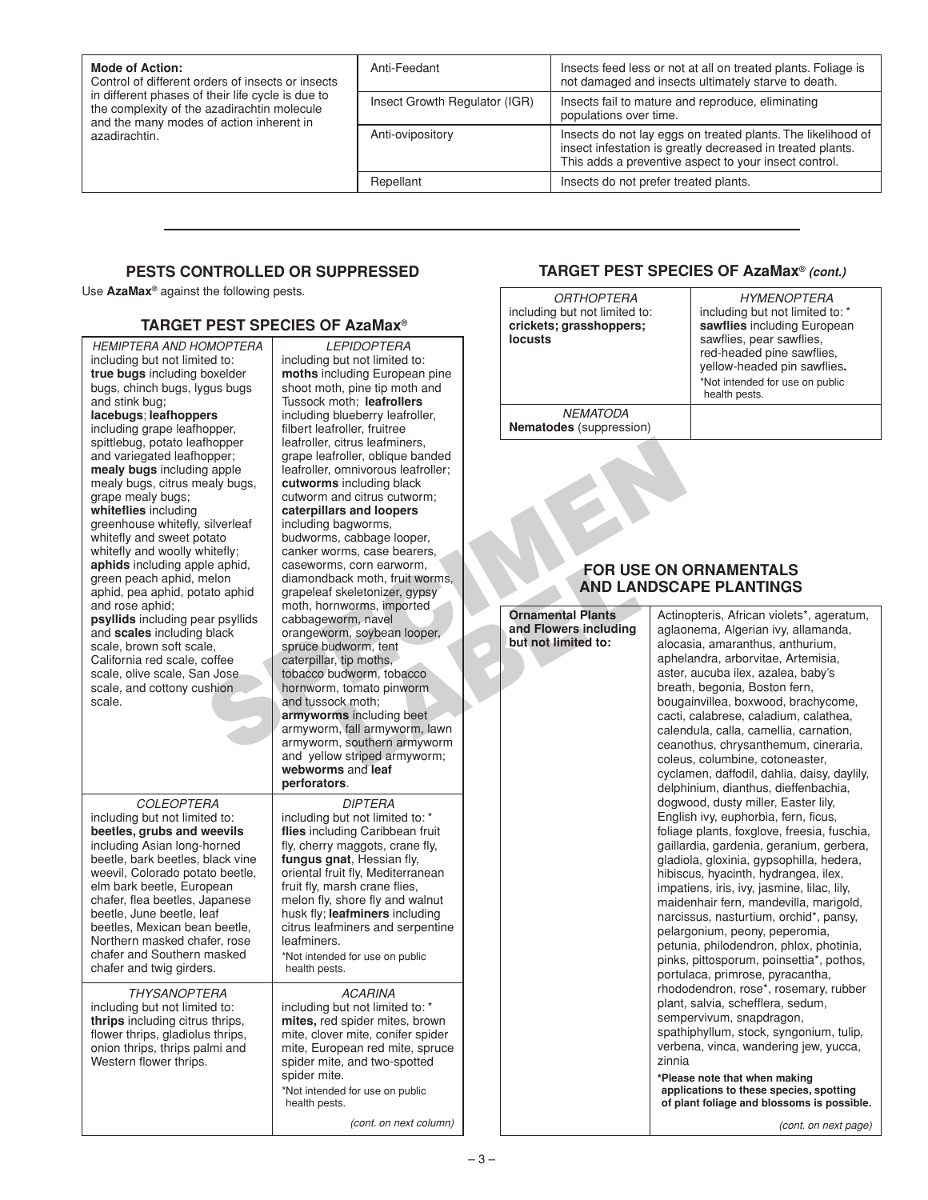| Mode of Action: Control of different orders of insects or insects in different phases of their life cycle is due to the complexity of the azadirachtin molecule and the many modes of action inherent in azadirachtin. | | |
|---|---|---|
| | Anti-Feedant | Insects feed less or not at all on treated plants. Foliage is not damaged and insects ultimately starve to death. |
| | Insect Growth Regulator (IGR) | Insects fail to mature and reproduce, eliminating populations over time. |
| | Anti-ovipository | Insects do not lay eggs on treated plants. The likelihood of insect infestation is greatly decreased in treated plants. This adds a preventive aspect to your insect control. |
| | Repellant | Insects do not prefer treated plants. |

## PESTS CONTROLLED OR SUPPRESSED

Use **AzaMax®** against the following pests.

### TARGET PEST SPECIES OF AzaMax®

| *HEMIPTERA AND HOMOPTERA* | *LEPIDOPTERA* |
|---|---|
| including but not limited to: **true bugs** including boxelder bugs, chinch bugs, lygus bugs and stink bug; **lacebugs**; **leafhoppers** including grape leafhopper, spittlebug, potato leafhopper and variegated leafhopper; **mealy bugs** including apple mealy bugs, citrus mealy bugs, grape mealy bugs; **whiteflies** including greenhouse whitefly, silverleaf whitefly and sweet potato whitefly and woolly whitefly; **aphids** including apple aphid, green peach aphid, melon aphid, pea aphid, potato aphid and rose aphid; **psyllids** including pear psyllids and **scales** including black scale, brown soft scale, California red scale, coffee scale, olive scale, San Jose scale, and cottony cushion scale. | including but not limited to: **moths** including European pine shoot moth, pine tip moth and Tussock moth; **leafrollers** including blueberry leafroller, filbert leafroller, fruitree leafroller, citrus leafminers, grape leafroller, oblique banded leafroller, omnivorous leafroller; **cutworms** including black cutworm and citrus cutworm; **caterpillars and loopers** including bagworms, budworms, cabbage looper, canker worms, case bearers, caseworms, corn earworm, diamondback moth, fruit worms, grapeleaf skeletonizer, gypsy moth, hornworms, imported cabbageworm, navel orangeworm, soybean looper, spruce budworm, tent caterpillar, tip moths, tobacco budworm, tobacco hornworm, tomato pinworm and tussock moth; **armyworms** including beet armyworm, fall armyworm, lawn armyworm, southern armyworm and yellow striped armyworm; **webworms** and **leaf perforators**. |
| *COLEOPTERA* | *DIPTERA* |
| including but not limited to: **beetles, grubs and weevils** including Asian long-horned beetle, bark beetles, black vine weevil, Colorado potato beetle, elm bark beetle, European chafer, flea beetles, Japanese beetle, June beetle, leaf beetles, Mexican bean beetle, Northern masked chafer, rose chafer and Southern masked chafer and twig girders. | including but not limited to: * **flies** including Caribbean fruit fly, cherry maggots, crane fly, **fungus gnat**, Hessian fly, oriental fruit fly, Mediterranean fruit fly, marsh crane flies, melon fly, shore fly and walnut husk fly; **leafminers** including citrus leafminers and serpentine leafminers. *Not intended for use on public health pests. |
| *THYSANOPTERA* | *ACARINA* |
| including but not limited to: **thrips** including citrus thrips, flower thrips, gladiolus thrips, onion thrips, thrips palmi and Western flower thrips. | including but not limited to: * **mites,** red spider mites, brown mite, clover mite, conifer spider mite, European red mite, spruce spider mite, and two-spotted spider mite. *Not intended for use on public health pests. |

*(cont. on next column)*

### TARGET PEST SPECIES OF AzaMax® *(cont.)*

| *ORTHOPTERA* | *HYMENOPTERA* |
|---|---|
| including but not limited to: **crickets; grasshoppers; locusts** | including but not limited to: * **sawflies** including European sawflies, pear sawflies, red-headed pine sawflies, yellow-headed pin sawflies. *Not intended for use on public health pests. |
| *NEMATODA* **Nematodes** (suppression) | |

## FOR USE ON ORNAMENTALS AND LANDSCAPE PLANTINGS

| **Ornamental Plants and Flowers including but not limited to:** | Actinopteris, African violets*, ageratum, aglaonema, Algerian ivy, allamanda, alocasia, amaranthus, anthurium, aphelandra, arborvitae, Artemisia, aster, aucuba ilex, azalea, baby's breath, begonia, Boston fern, bougainvillea, boxwood, brachycome, cacti, calabrese, caladium, calathea, calendula, calla, camellia, carnation, ceanothus, chrysanthemum, cineraria, coleus, columbine, cotoneaster, cyclamen, daffodil, dahlia, daisy, daylily, delphinium, dianthus, dieffenbachia, dogwood, dusty miller, Easter lily, English ivy, euphorbia, fern, ficus, foliage plants, foxglove, freesia, fuschia, gaillardia, gardenia, geranium, gerbera, gladiola, gloxinia, gypsophilla, hedera, hibiscus, hyacinth, hydrangea, ilex, impatiens, iris, ivy, jasmine, lilac, lily, maidenhair fern, mandevilla, marigold, narcissus, nasturtium, orchid*, pansy, pelargonium, peony, peperomia, petunia, philodendron, phlox, photinia, pinks, pittosporum, poinsettia*, pothos, portulaca, primrose, pyracantha, rhododendron, rose*, rosemary, rubber plant, salvia, schefflera, sedum, sempervivum, snapdragon, spathiphyllum, stock, syngonium, tulip, verbena, vinca, wandering jew, yucca, zinnia **\*Please note that when making applications to these species, spotting of plant foliage and blossoms is possible.** *(cont. on next page)* |
|---|---|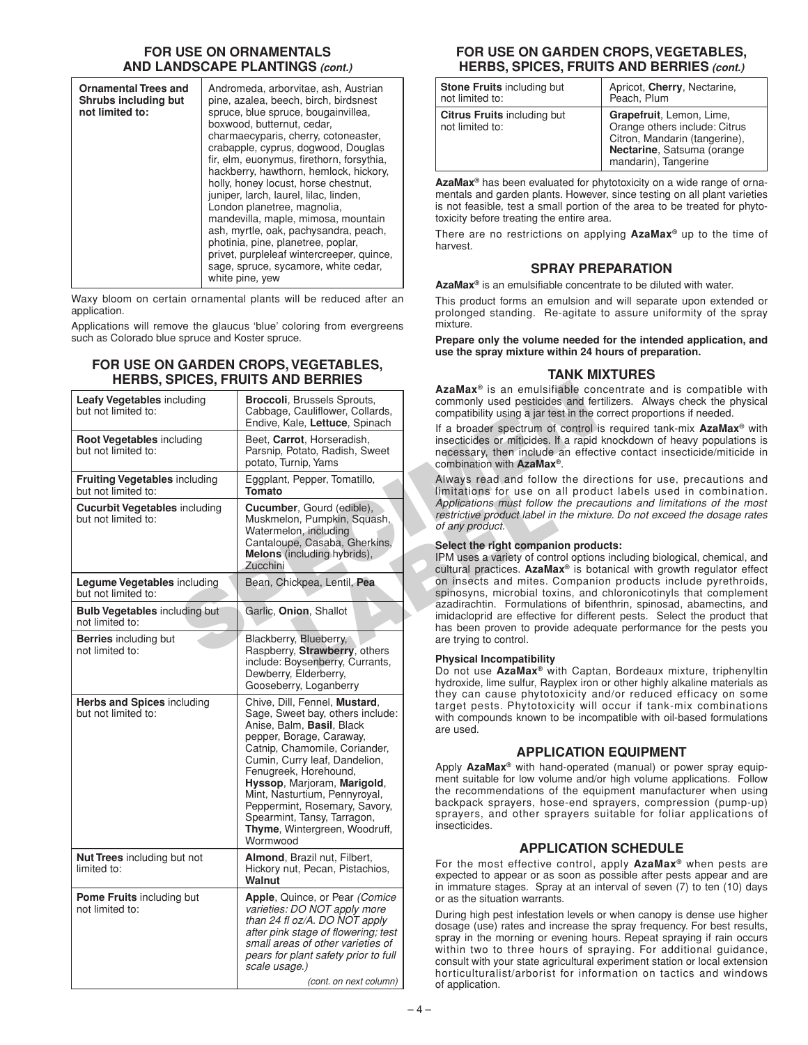## FOR USE ON ORNAMENTALS AND LANDSCAPE PLANTINGS *(cont.)*

| | |
|---|---|
| **Ornamental Trees and Shrubs including but not limited to:** | Andromeda, arborvitae, ash, Austrian pine, azalea, beech, birch, birdsnest spruce, blue spruce, bougainvillea, boxwood, butternut, cedar, charmaecyparis, cherry, cotoneaster, crabapple, cyprus, dogwood, Douglas fir, elm, euonymus, firethorn, forsythia, hackberry, hawthorn, hemlock, hickory, holly, honey locust, horse chestnut, juniper, larch, laurel, lilac, linden, London planetree, magnolia, mandevilla, maple, mimosa, mountain ash, myrtle, oak, pachysandra, peach, photinia, pine, planetree, poplar, privet, purpleleaf wintercreeper, quince, sage, spruce, sycamore, white cedar, white pine, yew |

Waxy bloom on certain ornamental plants will be reduced after an application.

Applications will remove the glaucus 'blue' coloring from evergreens such as Colorado blue spruce and Koster spruce.

## FOR USE ON GARDEN CROPS, VEGETABLES, HERBS, SPICES, FRUITS AND BERRIES

| | |
|---|---|
| **Leafy Vegetables** including but not limited to: | **Broccoli**, Brussels Sprouts, Cabbage, Cauliflower, Collards, Endive, Kale, **Lettuce**, Spinach |
| **Root Vegetables** including but not limited to: | Beet, **Carrot**, Horseradish, Parsnip, Potato, Radish, Sweet potato, Turnip, Yams |
| **Fruiting Vegetables** including but not limited to: | Eggplant, Pepper, Tomatillo, **Tomato** |
| **Cucurbit Vegetables** including but not limited to: | **Cucumber**, Gourd (edible), Muskmelon, Pumpkin, Squash, Watermelon, including Cantaloupe, Casaba, Gherkins, **Melons** (including hybrids), Zucchini |
| **Legume Vegetables** including but not limited to: | Bean, Chickpea, Lentil, **Pea** |
| **Bulb Vegetables** including but not limited to: | Garlic, **Onion**, Shallot |
| **Berries** including but not limited to: | Blackberry, Blueberry, Raspberry, **Strawberry**, others include: Boysenberry, Currants, Dewberry, Elderberry, Gooseberry, Loganberry |
| **Herbs and Spices** including but not limited to: | Chive, Dill, Fennel, **Mustard**, Sage, Sweet bay, others include: Anise, Balm, **Basil**, Black pepper, Borage, Caraway, Catnip, Chamomile, Coriander, Cumin, Curry leaf, Dandelion, Fenugreek, Horehound, **Hyssop**, Marjoram, **Marigold**, Mint, Nasturtium, Pennyroyal, Peppermint, Rosemary, Savory, Spearmint, Tansy, Tarragon, **Thyme**, Wintergreen, Woodruff, Wormwood |
| **Nut Trees** including but not limited to: | **Almond**, Brazil nut, Filbert, Hickory nut, Pecan, Pistachios, **Walnut** |
| **Pome Fruits** including but not limited to: | **Apple**, Quince, or Pear *(Comice varieties: DO NOT apply more than 24 fl oz/A. DO NOT apply after pink stage of flowering; test small areas of other varieties of pears for plant safety prior to full scale usage.)* |
| **Stone Fruits** including but not limited to: | Apricot, **Cherry**, Nectarine, Peach, Plum |
| **Citrus Fruits** including but not limited to: | **Grapefruit**, Lemon, Lime, Orange others include: Citrus Citron, Mandarin (tangerine), **Nectarine**, Satsuma (orange mandarin), Tangerine |

**AzaMax**® has been evaluated for phytotoxicity on a wide range of ornamentals and garden plants. However, since testing on all plant varieties is not feasible, test a small portion of the area to be treated for phytotoxicity before treating the entire area.

There are no restrictions on applying **AzaMax**® up to the time of harvest.

## SPRAY PREPARATION

**AzaMax**® is an emulsifiable concentrate to be diluted with water.

This product forms an emulsion and will separate upon extended or prolonged standing. Re-agitate to assure uniformity of the spray mixture.

**Prepare only the volume needed for the intended application, and use the spray mixture within 24 hours of preparation.**

## TANK MIXTURES

**AzaMax**® is an emulsifiable concentrate and is compatible with commonly used pesticides and fertilizers. Always check the physical compatibility using a jar test in the correct proportions if needed.

If a broader spectrum of control is required tank-mix **AzaMax**® with insecticides or miticides. If a rapid knockdown of heavy populations is necessary, then include an effective contact insecticide/miticide in combination with **AzaMax**®.

Always read and follow the directions for use, precautions and limitations for use on all product labels used in combination. *Applications must follow the precautions and limitations of the most restrictive product label in the mixture. Do not exceed the dosage rates of any product.*

**Select the right companion products:**

IPM uses a variety of control options including biological, chemical, and cultural practices. **AzaMax**® is botanical with growth regulator effect on insects and mites. Companion products include pyrethroids, spinosyns, microbial toxins, and chloronicotinyls that complement azadirachtin. Formulations of bifenthrin, spinosad, abamectins, and imidacloprid are effective for different pests. Select the product that has been proven to provide adequate performance for the pests you are trying to control.

**Physical Incompatibility**

Do not use **AzaMax**® with Captan, Bordeaux mixture, triphenyltin hydroxide, lime sulfur, Rayplex iron or other highly alkaline materials as they can cause phytotoxicity and/or reduced efficacy on some target pests. Phytotoxicity will occur if tank-mix combinations with compounds known to be incompatible with oil-based formulations are used.

## APPLICATION EQUIPMENT

Apply **AzaMax**® with hand-operated (manual) or power spray equipment suitable for low volume and/or high volume applications. Follow the recommendations of the equipment manufacturer when using backpack sprayers, hose-end sprayers, compression (pump-up) sprayers, and other sprayers suitable for foliar applications of insecticides.

## APPLICATION SCHEDULE

For the most effective control, apply **AzaMax**® when pests are expected to appear or as soon as possible after pests appear and are in immature stages. Spray at an interval of seven (7) to ten (10) days or as the situation warrants.

During high pest infestation levels or when canopy is dense use higher dosage (use) rates and increase the spray frequency. For best results, spray in the morning or evening hours. Repeat spraying if rain occurs within two to three hours of spraying. For additional guidance, consult with your state agricultural experiment station or local extension horticulturalist/arborist for information on tactics and windows of application.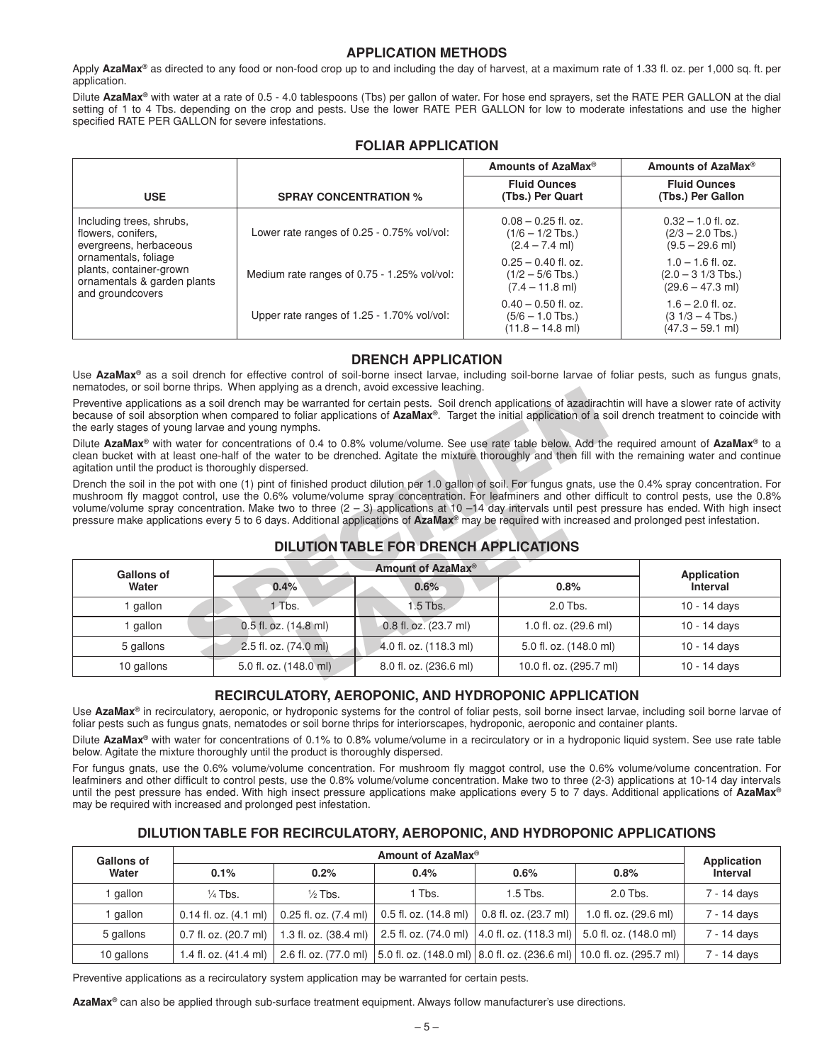## APPLICATION METHODS

Apply **AzaMax**® as directed to any food or non-food crop up to and including the day of harvest, at a maximum rate of 1.33 fl. oz. per 1,000 sq. ft. per application.

Dilute **AzaMax**® with water at a rate of 0.5 - 4.0 tablespoons (Tbs) per gallon of water. For hose end sprayers, set the RATE PER GALLON at the dial setting of 1 to 4 Tbs. depending on the crop and pests. Use the lower RATE PER GALLON for low to moderate infestations and use the higher specified RATE PER GALLON for severe infestations.

## FOLIAR APPLICATION

| USE | SPRAY CONCENTRATION % | Amounts of AzaMax® Fluid Ounces (Tbs.) Per Quart | Amounts of AzaMax® Fluid Ounces (Tbs.) Per Gallon |
|---|---|---|---|
| Including trees, shrubs, flowers, conifers, evergreens, herbaceous ornamentals, foliage plants, container-grown ornamentals & garden plants and groundcovers | Lower rate ranges of 0.25 - 0.75% vol/vol: | 0.08 – 0.25 fl. oz. (1/6 – 1/2 Tbs.) (2.4 – 7.4 ml) | 0.32 – 1.0 fl. oz. (2/3 – 2.0 Tbs.) (9.5 – 29.6 ml) |
| | Medium rate ranges of 0.75 - 1.25% vol/vol: | 0.25 – 0.40 fl. oz. (1/2 – 5/6 Tbs.) (7.4 – 11.8 ml) | 1.0 – 1.6 fl. oz. (2.0 – 3 1/3 Tbs.) (29.6 – 47.3 ml) |
| | Upper rate ranges of 1.25 - 1.70% vol/vol: | 0.40 – 0.50 fl. oz. (5/6 – 1.0 Tbs.) (11.8 – 14.8 ml) | 1.6 – 2.0 fl. oz. (3 1/3 – 4 Tbs.) (47.3 – 59.1 ml) |

## DRENCH APPLICATION

Use **AzaMax**® as a soil drench for effective control of soil-borne insect larvae, including soil-borne larvae of foliar pests, such as fungus gnats, nematodes, or soil borne thrips. When applying as a drench, avoid excessive leaching.

Preventive applications as a soil drench may be warranted for certain pests. Soil drench applications of azadirachtin will have a slower rate of activity because of soil absorption when compared to foliar applications of **AzaMax**®. Target the initial application of a soil drench treatment to coincide with the early stages of young larvae and young nymphs.

Dilute **AzaMax**® with water for concentrations of 0.4 to 0.8% volume/volume. See use rate table below. Add the required amount of **AzaMax**® to a clean bucket with at least one-half of the water to be drenched. Agitate the mixture thoroughly and then fill with the remaining water and continue agitation until the product is thoroughly dispersed.

Drench the soil in the pot with one (1) pint of finished product dilution per 1.0 gallon of soil. For fungus gnats, use the 0.4% spray concentration. For mushroom fly maggot control, use the 0.6% volume/volume spray concentration. For leafminers and other difficult to control pests, use the 0.8% volume/volume spray concentration. Make two to three (2 – 3) applications at 10 –14 day intervals until pest pressure has ended. With high insect pressure make applications every 5 to 6 days. Additional applications of **AzaMax**® may be required with increased and prolonged pest infestation.

## DILUTION TABLE FOR DRENCH APPLICATIONS

| Gallons of Water | Amount of AzaMax® 0.4% | 0.6% | 0.8% | Application Interval |
|---|---|---|---|---|
| 1 gallon | 1 Tbs. | 1.5 Tbs. | 2.0 Tbs. | 10 - 14 days |
| 1 gallon | 0.5 fl. oz. (14.8 ml) | 0.8 fl. oz. (23.7 ml) | 1.0 fl. oz. (29.6 ml) | 10 - 14 days |
| 5 gallons | 2.5 fl. oz. (74.0 ml) | 4.0 fl. oz. (118.3 ml) | 5.0 fl. oz. (148.0 ml) | 10 - 14 days |
| 10 gallons | 5.0 fl. oz. (148.0 ml) | 8.0 fl. oz. (236.6 ml) | 10.0 fl. oz. (295.7 ml) | 10 - 14 days |

## RECIRCULATORY, AEROPONIC, AND HYDROPONIC APPLICATION

Use **AzaMax**® in recirculatory, aeroponic, or hydroponic systems for the control of foliar pests, soil borne insect larvae, including soil borne larvae of foliar pests such as fungus gnats, nematodes or soil borne thrips for interiorscapes, hydroponic, aeroponic and container plants.

Dilute **AzaMax**® with water for concentrations of 0.1% to 0.8% volume/volume in a recirculatory or in a hydroponic liquid system. See use rate table below. Agitate the mixture thoroughly until the product is thoroughly dispersed.

For fungus gnats, use the 0.6% volume/volume concentration. For mushroom fly maggot control, use the 0.6% volume/volume concentration. For leafminers and other difficult to control pests, use the 0.8% volume/volume concentration. Make two to three (2-3) applications at 10-14 day intervals until the pest pressure has ended. With high insect pressure applications make applications every 5 to 7 days. Additional applications of **AzaMax**® may be required with increased and prolonged pest infestation.

## DILUTION TABLE FOR RECIRCULATORY, AEROPONIC, AND HYDROPONIC APPLICATIONS

| Gallons of Water | Amount of AzaMax® 0.1% | 0.2% | 0.4% | 0.6% | 0.8% | Application Interval |
|---|---|---|---|---|---|---|
| 1 gallon | ¼ Tbs. | ½ Tbs. | 1 Tbs. | 1.5 Tbs. | 2.0 Tbs. | 7 - 14 days |
| 1 gallon | 0.14 fl. oz. (4.1 ml) | 0.25 fl. oz. (7.4 ml) | 0.5 fl. oz. (14.8 ml) | 0.8 fl. oz. (23.7 ml) | 1.0 fl. oz. (29.6 ml) | 7 - 14 days |
| 5 gallons | 0.7 fl. oz. (20.7 ml) | 1.3 fl. oz. (38.4 ml) | 2.5 fl. oz. (74.0 ml) | 4.0 fl. oz. (118.3 ml) | 5.0 fl. oz. (148.0 ml) | 7 - 14 days |
| 10 gallons | 1.4 fl. oz. (41.4 ml) | 2.6 fl. oz. (77.0 ml) | 5.0 fl. oz. (148.0 ml) | 8.0 fl. oz. (236.6 ml) | 10.0 fl. oz. (295.7 ml) | 7 - 14 days |

Preventive applications as a recirculatory system application may be warranted for certain pests.

**AzaMax**® can also be applied through sub-surface treatment equipment. Always follow manufacturer's use directions.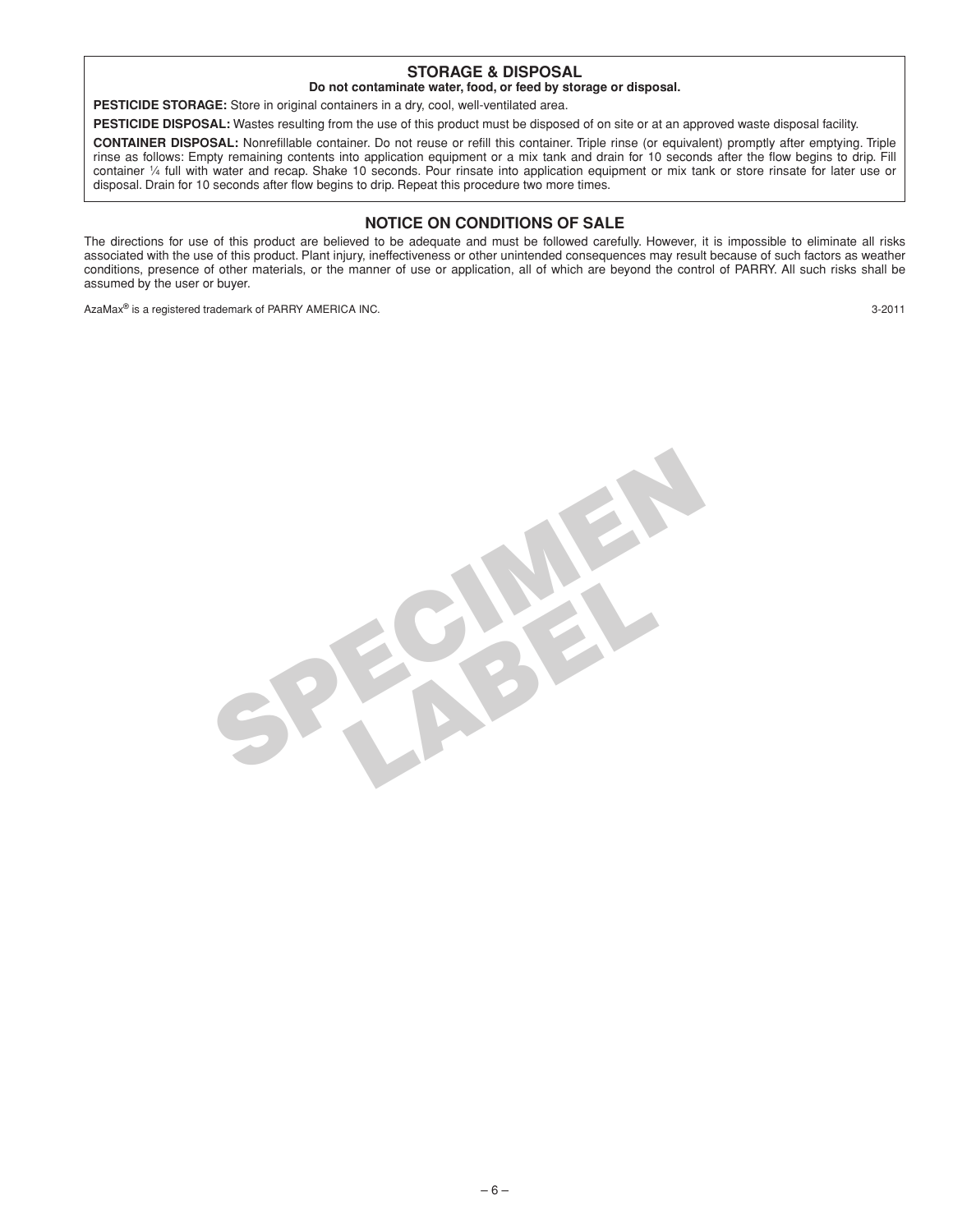## STORAGE & DISPOSAL

**Do not contaminate water, food, or feed by storage or disposal.**

**PESTICIDE STORAGE:** Store in original containers in a dry, cool, well-ventilated area.

**PESTICIDE DISPOSAL:** Wastes resulting from the use of this product must be disposed of on site or at an approved waste disposal facility.

**CONTAINER DISPOSAL:** Nonrefillable container. Do not reuse or refill this container. Triple rinse (or equivalent) promptly after emptying. Triple rinse as follows: Empty remaining contents into application equipment or a mix tank and drain for 10 seconds after the flow begins to drip. Fill container ¼ full with water and recap. Shake 10 seconds. Pour rinsate into application equipment or mix tank or store rinsate for later use or disposal. Drain for 10 seconds after flow begins to drip. Repeat this procedure two more times.

## NOTICE ON CONDITIONS OF SALE

The directions for use of this product are believed to be adequate and must be followed carefully. However, it is impossible to eliminate all risks associated with the use of this product. Plant injury, ineffectiveness or other unintended consequences may result because of such factors as weather conditions, presence of other materials, or the manner of use or application, all of which are beyond the control of PARRY. All such risks shall be assumed by the user or buyer.

AzaMax® is a registered trademark of PARRY AMERICA INC.

3-2011

SPECIMEN LABEL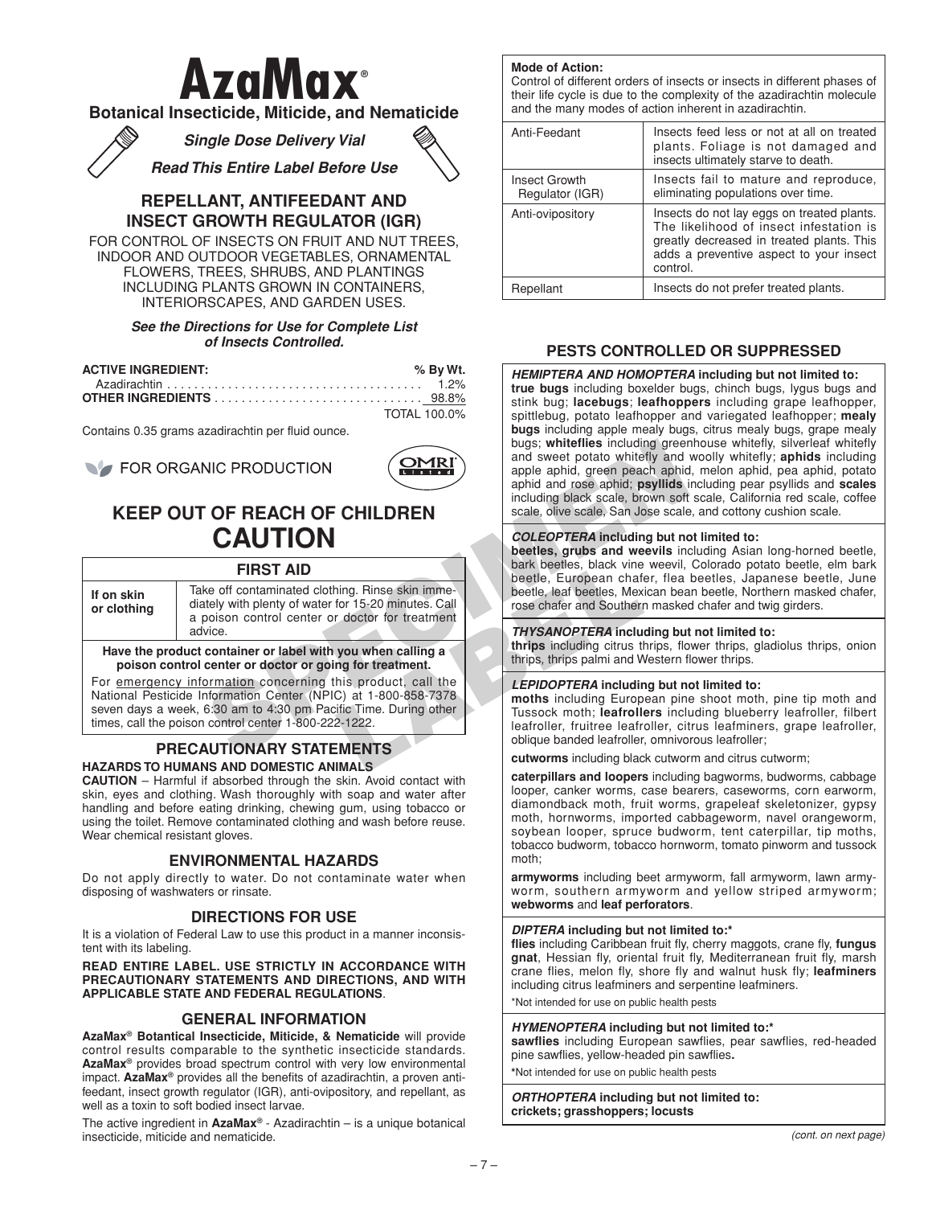# AzaMax®

**Botanical Insecticide, Miticide, and Nematicide**

***Single Dose Delivery Vial***

***Read This Entire Label Before Use***

## REPELLANT, ANTIFEEDANT AND INSECT GROWTH REGULATOR (IGR)

FOR CONTROL OF INSECTS ON FRUIT AND NUT TREES, INDOOR AND OUTDOOR VEGETABLES, ORNAMENTAL FLOWERS, TREES, SHRUBS, AND PLANTINGS INCLUDING PLANTS GROWN IN CONTAINERS, INTERIORSCAPES, AND GARDEN USES.

***See the Directions for Use for Complete List of Insects Controlled.***

| **ACTIVE INGREDIENT:** | **% By Wt.** |
|---|---|
| Azadirachtin | 1.2% |
| **OTHER INGREDIENTS** | 98.8% |
| | TOTAL 100.0% |

Contains 0.35 grams azadirachtin per fluid ounce.

FOR ORGANIC PRODUCTION

OMRI Listed

## KEEP OUT OF REACH OF CHILDREN

# CAUTION

| FIRST AID | |
|---|---|
| **If on skin or clothing** | Take off contaminated clothing. Rinse skin immediately with plenty of water for 15-20 minutes. Call a poison control center or doctor for treatment advice. |

**Have the product container or label with you when calling a poison control center or doctor or going for treatment.**

For emergency information concerning this product, call the National Pesticide Information Center (NPIC) at 1-800-858-7378 seven days a week, 6:30 am to 4:30 pm Pacific Time. During other times, call the poison control center 1-800-222-1222.

## PRECAUTIONARY STATEMENTS

**HAZARDS TO HUMANS AND DOMESTIC ANIMALS**

**CAUTION** – Harmful if absorbed through the skin. Avoid contact with skin, eyes and clothing. Wash thoroughly with soap and water after handling and before eating drinking, chewing gum, using tobacco or using the toilet. Remove contaminated clothing and wash before reuse. Wear chemical resistant gloves.

## ENVIRONMENTAL HAZARDS

Do not apply directly to water. Do not contaminate water when disposing of washwaters or rinsate.

## DIRECTIONS FOR USE

It is a violation of Federal Law to use this product in a manner inconsistent with its labeling.

**READ ENTIRE LABEL. USE STRICTLY IN ACCORDANCE WITH PRECAUTIONARY STATEMENTS AND DIRECTIONS, AND WITH APPLICABLE STATE AND FEDERAL REGULATIONS**.

## GENERAL INFORMATION

**AzaMax® Botantical Insecticide, Miticide, & Nematicide** will provide control results comparable to the synthetic insecticide standards. **AzaMax®** provides broad spectrum control with very low environmental impact. **AzaMax®** provides all the benefits of azadirachtin, a proven antifeedant, insect growth regulator (IGR), anti-ovipository, and repellant, as well as a toxin to soft bodied insect larvae.

The active ingredient in **AzaMax®** - Azadirachtin – is a unique botanical insecticide, miticide and nematicide.

**Mode of Action:**
Control of different orders of insects or insects in different phases of their life cycle is due to the complexity of the azadirachtin molecule and the many modes of action inherent in azadirachtin.

| | |
|---|---|
| Anti-Feedant | Insects feed less or not at all on treated plants. Foliage is not damaged and insects ultimately starve to death. |
| Insect Growth Regulator (IGR) | Insects fail to mature and reproduce, eliminating populations over time. |
| Anti-ovipository | Insects do not lay eggs on treated plants. The likelihood of insect infestation is greatly decreased in treated plants. This adds a preventive aspect to your insect control. |
| Repellant | Insects do not prefer treated plants. |

## PESTS CONTROLLED OR SUPPRESSED

***HEMIPTERA AND HOMOPTERA* including but not limited to:**
**true bugs** including boxelder bugs, chinch bugs, lygus bugs and stink bug; **lacebugs**; **leafhoppers** including grape leafhopper, spittlebug, potato leafhopper and variegated leafhopper; **mealy bugs** including apple mealy bugs, citrus mealy bugs, grape mealy bugs; **whiteflies** including greenhouse whitefly, silverleaf whitefly and sweet potato whitefly and woolly whitefly; **aphids** including apple aphid, green peach aphid, melon aphid, pea aphid, potato aphid and rose aphid; **psyllids** including pear psyllids and **scales** including black scale, brown soft scale, California red scale, coffee scale, olive scale, San Jose scale, and cottony cushion scale.

***COLEOPTERA* including but not limited to:**
**beetles, grubs and weevils** including Asian long-horned beetle, bark beetles, black vine weevil, Colorado potato beetle, elm bark beetle, European chafer, flea beetles, Japanese beetle, June beetle, leaf beetles, Mexican bean beetle, Northern masked chafer, rose chafer and Southern masked chafer and twig girders.

***THYSANOPTERA* including but not limited to:**
**thrips** including citrus thrips, flower thrips, gladiolus thrips, onion thrips, thrips palmi and Western flower thrips.

***LEPIDOPTERA* including but not limited to:**
**moths** including European pine shoot moth, pine tip moth and Tussock moth; **leafrollers** including blueberry leafroller, filbert leafroller, fruitree leafroller, citrus leafminers, grape leafroller, oblique banded leafroller, omnivorous leafroller;

**cutworms** including black cutworm and citrus cutworm;

**caterpillars and loopers** including bagworms, budworms, cabbage looper, canker worms, case bearers, caseworms, corn earworm, diamondback moth, fruit worms, grapeleaf skeletonizer, gypsy moth, hornworms, imported cabbageworm, navel orangeworm, soybean looper, spruce budworm, tent caterpillar, tip moths, tobacco budworm, tobacco hornworm, tomato pinworm and tussock moth;

**armyworms** including beet armyworm, fall armyworm, lawn armyworm, southern armyworm and yellow striped armyworm; **webworms** and **leaf perforators**.

***DIPTERA* including but not limited to:\***
**flies** including Caribbean fruit fly, cherry maggots, crane fly, **fungus gnat**, Hessian fly, oriental fruit fly, Mediterranean fruit fly, marsh crane flies, melon fly, shore fly and walnut husk fly; **leafminers** including citrus leafminers and serpentine leafminers.

\*Not intended for use on public health pests

***HYMENOPTERA* including but not limited to:\***
**sawflies** including European sawflies, pear sawflies, red-headed pine sawflies, yellow-headed pin sawflies**.**

**\***Not intended for use on public health pests

***ORTHOPTERA* including but not limited to:**
**crickets; grasshoppers; locusts**

*(cont. on next page)*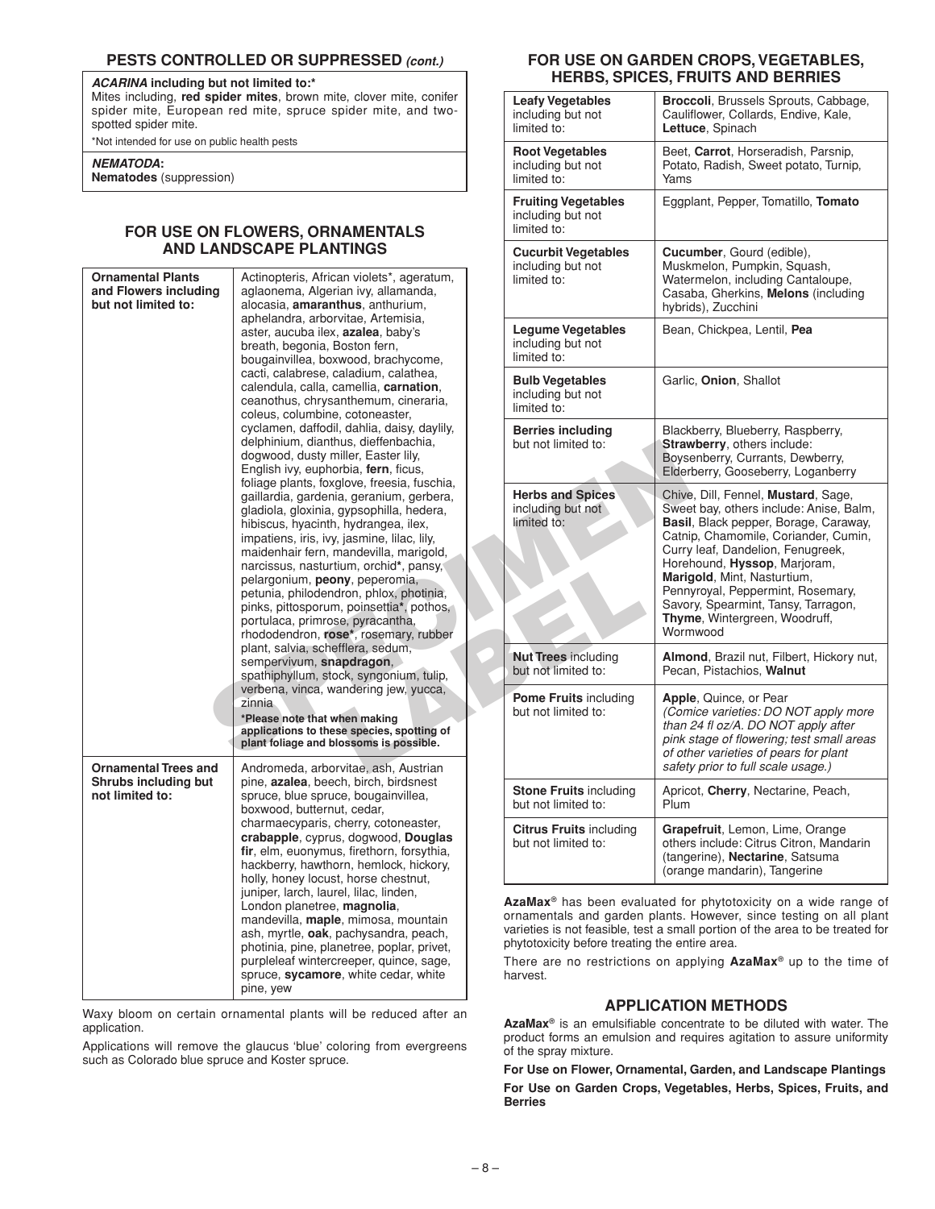## PESTS CONTROLLED OR SUPPRESSED *(cont.)*

| |
|---|
| ***ACARINA*** **including but not limited to:*** <br> Mites including, **red spider mites**, brown mite, clover mite, conifer spider mite, European red mite, spruce spider mite, and two-spotted spider mite. <br> *Not intended for use on public health pests |
| ***NEMATODA*:** <br> **Nematodes** (suppression) |

## FOR USE ON FLOWERS, ORNAMENTALS AND LANDSCAPE PLANTINGS

| | |
|---|---|
| **Ornamental Plants and Flowers including but not limited to:** | Actinopteris, African violets*, ageratum, aglaonema, Algerian ivy, allamanda, alocasia, **amaranthus**, anthurium, aphelandra, arborvitae, Artemisia, aster, aucuba ilex, **azalea**, baby's breath, begonia, Boston fern, bougainvillea, boxwood, brachycome, cacti, calabrese, caladium, calathea, calendula, calla, camellia, **carnation**, ceanothus, chrysanthemum, cineraria, coleus, columbine, cotoneaster, cyclamen, daffodil, dahlia, daisy, daylily, delphinium, dianthus, dieffenbachia, dogwood, dusty miller, Easter lily, English ivy, euphorbia, **fern**, ficus, foliage plants, foxglove, freesia, fuschia, gaillardia, gardenia, geranium, gerbera, gladiola, gloxinia, gypsophilla, hedera, hibiscus, hyacinth, hydrangea, ilex, impatiens, iris, ivy, jasmine, lilac, lily, maidenhair fern, mandevilla, marigold, narcissus, nasturtium, orchid*, pansy, pelargonium, **peony**, peperomia, petunia, philodendron, phlox, photinia, pinks, pittosporum, poinsettia*, pothos, portulaca, primrose, pyracantha, rhododendron, **rose***, rosemary, rubber plant, salvia, schefflera, sedum, sempervivum, **snapdragon**, spathiphyllum, stock, syngonium, tulip, verbena, vinca, wandering jew, yucca, zinnia <br> **\*Please note that when making applications to these species, spotting of plant foliage and blossoms is possible.** |
| **Ornamental Trees and Shrubs including but not limited to:** | Andromeda, arborvitae, ash, Austrian pine, **azalea**, beech, birch, birdsnest spruce, blue spruce, bougainvillea, boxwood, butternut, cedar, charmaecyparis, cherry, cotoneaster, **crabapple**, cyprus, dogwood, **Douglas fir**, elm, euonymus, firethorn, forsythia, hackberry, hawthorn, hemlock, hickory, holly, honey locust, horse chestnut, juniper, larch, laurel, lilac, linden, London planetree, **magnolia**, mandevilla, **maple**, mimosa, mountain ash, myrtle, **oak**, pachysandra, peach, photinia, pine, planetree, poplar, privet, purpleleaf wintercreeper, quince, sage, spruce, **sycamore**, white cedar, white pine, yew |

Waxy bloom on certain ornamental plants will be reduced after an application.

Applications will remove the glaucus 'blue' coloring from evergreens such as Colorado blue spruce and Koster spruce.

## FOR USE ON GARDEN CROPS, VEGETABLES, HERBS, SPICES, FRUITS AND BERRIES

| | |
|---|---|
| **Leafy Vegetables** including but not limited to: | **Broccoli**, Brussels Sprouts, Cabbage, Cauliflower, Collards, Endive, Kale, **Lettuce**, Spinach |
| **Root Vegetables** including but not limited to: | Beet, **Carrot**, Horseradish, Parsnip, Potato, Radish, Sweet potato, Turnip, Yams |
| **Fruiting Vegetables** including but not limited to: | Eggplant, Pepper, Tomatillo, **Tomato** |
| **Cucurbit Vegetables** including but not limited to: | **Cucumber**, Gourd (edible), Muskmelon, Pumpkin, Squash, Watermelon, including Cantaloupe, Casaba, Gherkins, **Melons** (including hybrids), Zucchini |
| **Legume Vegetables** including but not limited to: | Bean, Chickpea, Lentil, **Pea** |
| **Bulb Vegetables** including but not limited to: | Garlic, **Onion**, Shallot |
| **Berries including** but not limited to: | Blackberry, Blueberry, Raspberry, **Strawberry**, others include: Boysenberry, Currants, Dewberry, Elderberry, Gooseberry, Loganberry |
| **Herbs and Spices** including but not limited to: | Chive, Dill, Fennel, **Mustard**, Sage, Sweet bay, others include: Anise, Balm, **Basil**, Black pepper, Borage, Caraway, Catnip, Chamomile, Coriander, Cumin, Curry leaf, Dandelion, Fenugreek, Horehound, **Hyssop**, Marjoram, **Marigold**, Mint, Nasturtium, Pennyroyal, Peppermint, Rosemary, Savory, Spearmint, Tansy, Tarragon, **Thyme**, Wintergreen, Woodruff, Wormwood |
| **Nut Trees** including but not limited to: | **Almond**, Brazil nut, Filbert, Hickory nut, Pecan, Pistachios, **Walnut** |
| **Pome Fruits** including but not limited to: | **Apple**, Quince, or Pear <br> *(Comice varieties: DO NOT apply more than 24 fl oz/A. DO NOT apply after pink stage of flowering; test small areas of other varieties of pears for plant safety prior to full scale usage.)* |
| **Stone Fruits** including but not limited to: | Apricot, **Cherry**, Nectarine, Peach, Plum |
| **Citrus Fruits** including but not limited to: | **Grapefruit**, Lemon, Lime, Orange others include: Citrus Citron, Mandarin (tangerine), **Nectarine**, Satsuma (orange mandarin), Tangerine |

**AzaMax®** has been evaluated for phytotoxicity on a wide range of ornamentals and garden plants. However, since testing on all plant varieties is not feasible, test a small portion of the area to be treated for phytotoxicity before treating the entire area.

There are no restrictions on applying **AzaMax®** up to the time of harvest.

## APPLICATION METHODS

**AzaMax®** is an emulsifiable concentrate to be diluted with water. The product forms an emulsion and requires agitation to assure uniformity of the spray mixture.

**For Use on Flower, Ornamental, Garden, and Landscape Plantings**

**For Use on Garden Crops, Vegetables, Herbs, Spices, Fruits, and Berries**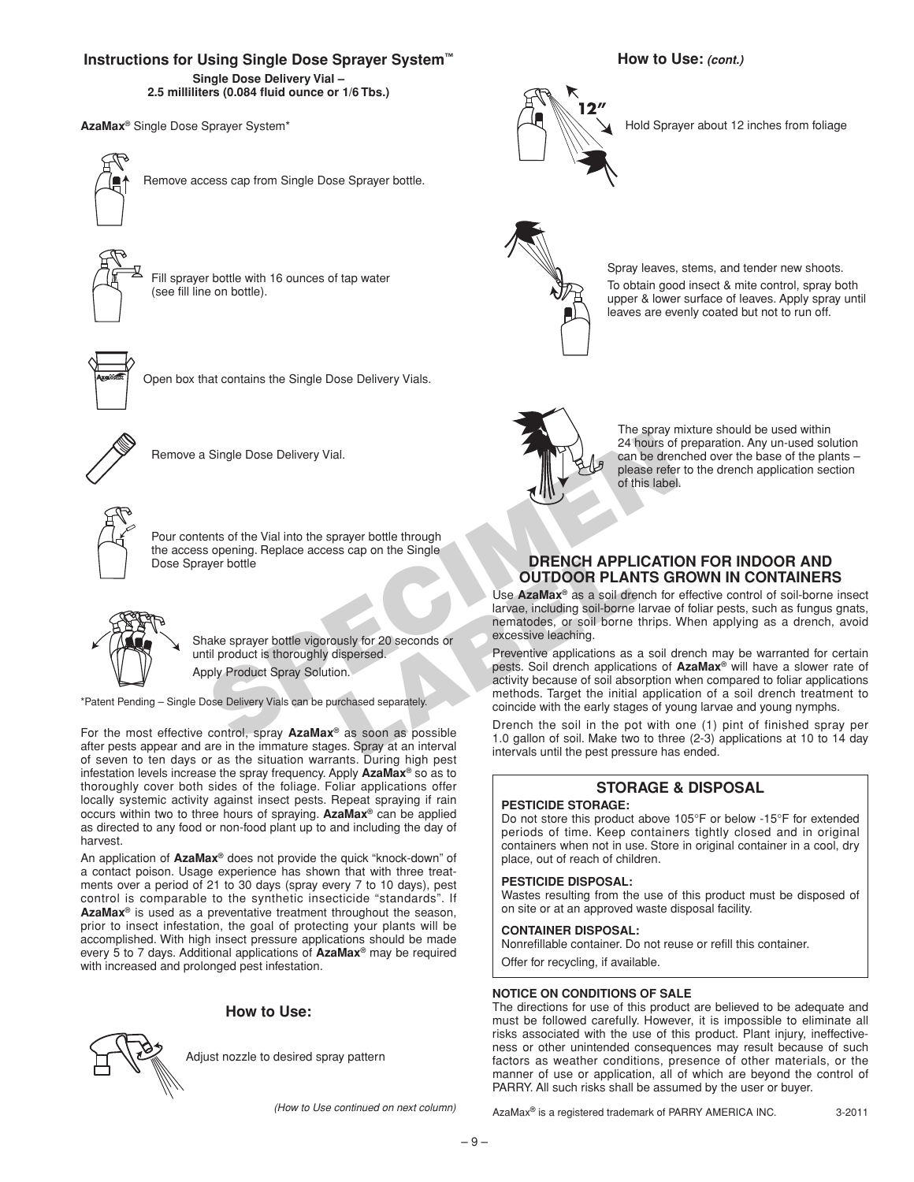## Instructions for Using Single Dose Sprayer System™

**Single Dose Delivery Vial – 2.5 milliliters (0.084 fluid ounce or 1/6 Tbs.)**

**AzaMax**® Single Dose Sprayer System*

Remove access cap from Single Dose Sprayer bottle.

Fill sprayer bottle with 16 ounces of tap water (see fill line on bottle).

Open box that contains the Single Dose Delivery Vials.

Remove a Single Dose Delivery Vial.

Pour contents of the Vial into the sprayer bottle through the access opening. Replace access cap on the Single Dose Sprayer bottle

Shake sprayer bottle vigorously for 20 seconds or until product is thoroughly dispersed.

Apply Product Spray Solution.

*Patent Pending – Single Dose Delivery Vials can be purchased separately.

For the most effective control, spray **AzaMax**® as soon as possible after pests appear and are in the immature stages. Spray at an interval of seven to ten days or as the situation warrants. During high pest infestation levels increase the spray frequency. Apply **AzaMax**® so as to thoroughly cover both sides of the foliage. Foliar applications offer locally systemic activity against insect pests. Repeat spraying if rain occurs within two to three hours of spraying. **AzaMax**® can be applied as directed to any food or non-food plant up to and including the day of harvest.

An application of **AzaMax**® does not provide the quick "knock-down" of a contact poison. Usage experience has shown that with three treatments over a period of 21 to 30 days (spray every 7 to 10 days), pest control is comparable to the synthetic insecticide "standards". If **AzaMax**® is used as a preventative treatment throughout the season, prior to insect infestation, the goal of protecting your plants will be accomplished. With high insect pressure applications should be made every 5 to 7 days. Additional applications of **AzaMax**® may be required with increased and prolonged pest infestation.

### How to Use:

Adjust nozzle to desired spray pattern

*(How to Use continued on next column)*

### How to Use: *(cont.)*

12"

Hold Sprayer about 12 inches from foliage

Spray leaves, stems, and tender new shoots.

To obtain good insect & mite control, spray both upper & lower surface of leaves. Apply spray until leaves are evenly coated but not to run off.

The spray mixture should be used within 24 hours of preparation. Any un-used solution can be drenched over the base of the plants – please refer to the drench application section of this label.

### DRENCH APPLICATION FOR INDOOR AND OUTDOOR PLANTS GROWN IN CONTAINERS

Use **AzaMax**® as a soil drench for effective control of soil-borne insect larvae, including soil-borne larvae of foliar pests, such as fungus gnats, nematodes, or soil borne thrips. When applying as a drench, avoid excessive leaching.

Preventive applications as a soil drench may be warranted for certain pests. Soil drench applications of **AzaMax**® will have a slower rate of activity because of soil absorption when compared to foliar applications methods. Target the initial application of a soil drench treatment to coincide with the early stages of young larvae and young nymphs.

Drench the soil in the pot with one (1) pint of finished spray per 1.0 gallon of soil. Make two to three (2-3) applications at 10 to 14 day intervals until the pest pressure has ended.

### STORAGE & DISPOSAL

**PESTICIDE STORAGE:**
Do not store this product above 105°F or below -15°F for extended periods of time. Keep containers tightly closed and in original containers when not in use. Store in original container in a cool, dry place, out of reach of children.

**PESTICIDE DISPOSAL:**
Wastes resulting from the use of this product must be disposed of on site or at an approved waste disposal facility.

**CONTAINER DISPOSAL:**
Nonrefillable container. Do not reuse or refill this container.

Offer for recycling, if available.

**NOTICE ON CONDITIONS OF SALE**

The directions for use of this product are believed to be adequate and must be followed carefully. However, it is impossible to eliminate all risks associated with the use of this product. Plant injury, ineffectiveness or other unintended consequences may result because of such factors as weather conditions, presence of other materials, or the manner of use or application, all of which are beyond the control of PARRY. All such risks shall be assumed by the user or buyer.

AzaMax® is a registered trademark of PARRY AMERICA INC. 3-2011